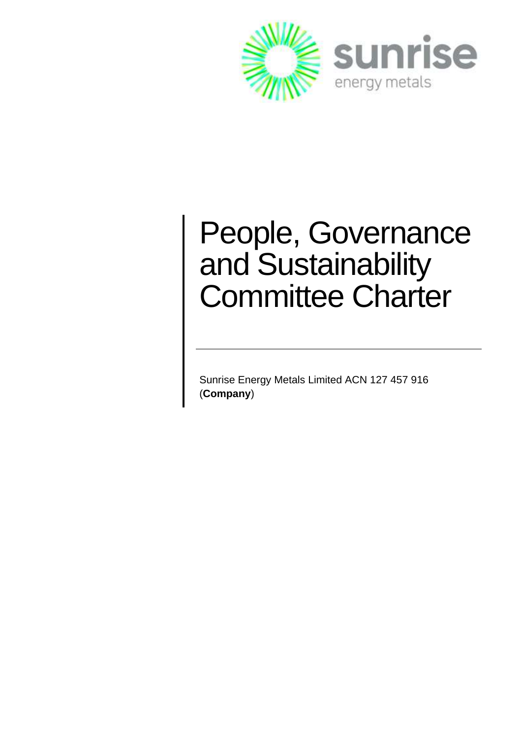sunrise

energy metals

# People, Governance and Sustainability Committee Charter

Sunrise Energy Metals Limited ACN 127 457 916 (**Company**)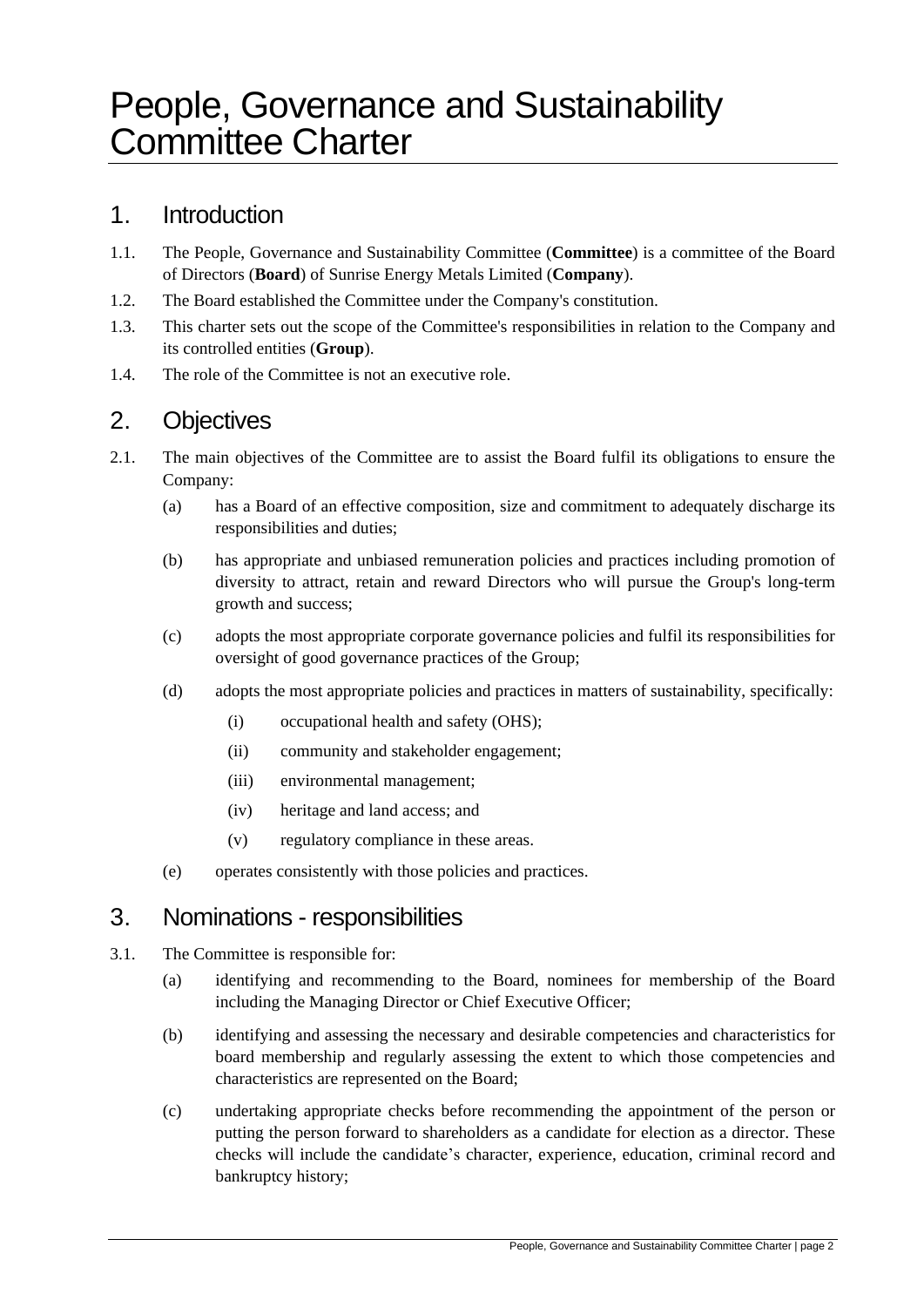# People, Governance and Sustainability Committee Charter

## 1. Introduction

1.1. The People, Governance and Sustainability Committee (**Committee**) is a committee of the Board of Directors (**Board**) of Sunrise Energy Metals Limited (**Company**).

1.2. The Board established the Committee under the Company's constitution.

1.3. This charter sets out the scope of the Committee's responsibilities in relation to the Company and its controlled entities (**Group**).

1.4. The role of the Committee is not an executive role.

## 2. Objectives

2.1. The main objectives of the Committee are to assist the Board fulfil its obligations to ensure the Company:

(a) has a Board of an effective composition, size and commitment to adequately discharge its responsibilities and duties;

(b) has appropriate and unbiased remuneration policies and practices including promotion of diversity to attract, retain and reward Directors who will pursue the Group's long-term growth and success;

(c) adopts the most appropriate corporate governance policies and fulfil its responsibilities for oversight of good governance practices of the Group;

(d) adopts the most appropriate policies and practices in matters of sustainability, specifically:

(i) occupational health and safety (OHS);

(ii) community and stakeholder engagement;

(iii) environmental management;

(iv) heritage and land access; and

(v) regulatory compliance in these areas.

(e) operates consistently with those policies and practices.

## 3. Nominations - responsibilities

3.1. The Committee is responsible for:

(a) identifying and recommending to the Board, nominees for membership of the Board including the Managing Director or Chief Executive Officer;

(b) identifying and assessing the necessary and desirable competencies and characteristics for board membership and regularly assessing the extent to which those competencies and characteristics are represented on the Board;

(c) undertaking appropriate checks before recommending the appointment of the person or putting the person forward to shareholders as a candidate for election as a director. These checks will include the candidate's character, experience, education, criminal record and bankruptcy history;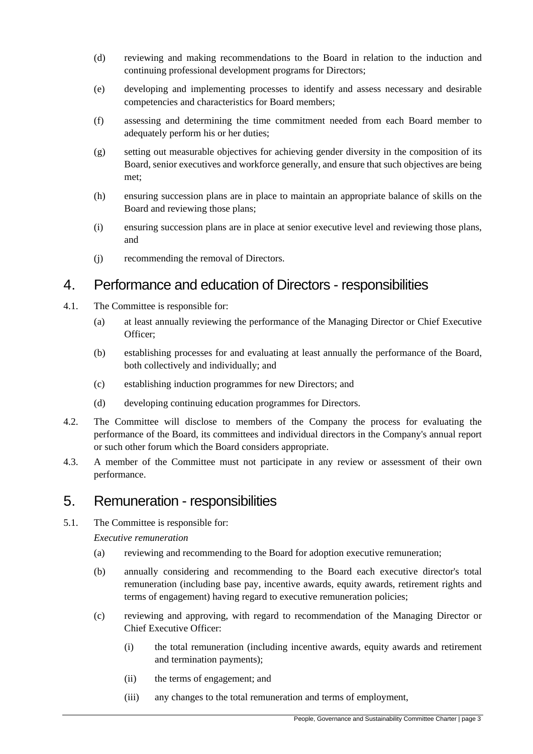(d) reviewing and making recommendations to the Board in relation to the induction and continuing professional development programs for Directors;

(e) developing and implementing processes to identify and assess necessary and desirable competencies and characteristics for Board members;

(f) assessing and determining the time commitment needed from each Board member to adequately perform his or her duties;

(g) setting out measurable objectives for achieving gender diversity in the composition of its Board, senior executives and workforce generally, and ensure that such objectives are being met;

(h) ensuring succession plans are in place to maintain an appropriate balance of skills on the Board and reviewing those plans;

(i) ensuring succession plans are in place at senior executive level and reviewing those plans, and

(j) recommending the removal of Directors.

## 4. Performance and education of Directors - responsibilities

4.1. The Committee is responsible for:

(a) at least annually reviewing the performance of the Managing Director or Chief Executive Officer;

(b) establishing processes for and evaluating at least annually the performance of the Board, both collectively and individually; and

(c) establishing induction programmes for new Directors; and

(d) developing continuing education programmes for Directors.

4.2. The Committee will disclose to members of the Company the process for evaluating the performance of the Board, its committees and individual directors in the Company's annual report or such other forum which the Board considers appropriate.

4.3. A member of the Committee must not participate in any review or assessment of their own performance.

## 5. Remuneration - responsibilities

5.1. The Committee is responsible for:

*Executive remuneration*

(a) reviewing and recommending to the Board for adoption executive remuneration;

(b) annually considering and recommending to the Board each executive director's total remuneration (including base pay, incentive awards, equity awards, retirement rights and terms of engagement) having regard to executive remuneration policies;

(c) reviewing and approving, with regard to recommendation of the Managing Director or Chief Executive Officer:

(i) the total remuneration (including incentive awards, equity awards and retirement and termination payments);

(ii) the terms of engagement; and

(iii) any changes to the total remuneration and terms of employment,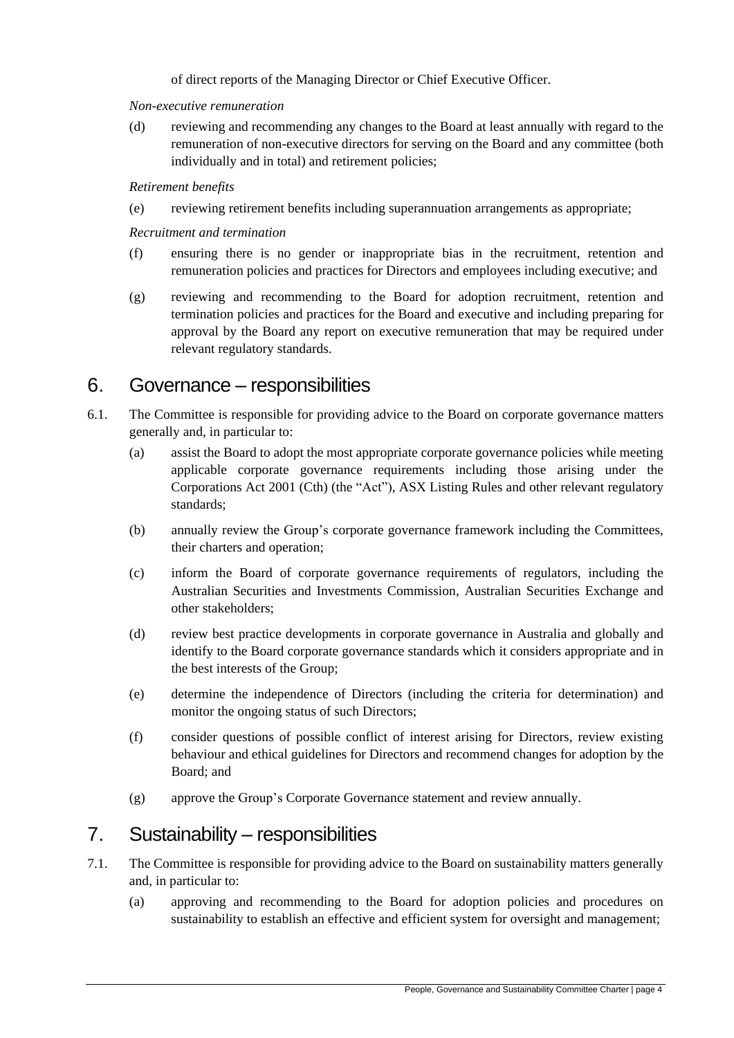of direct reports of the Managing Director or Chief Executive Officer.

*Non-executive remuneration*

(d) reviewing and recommending any changes to the Board at least annually with regard to the remuneration of non-executive directors for serving on the Board and any committee (both individually and in total) and retirement policies;

*Retirement benefits*

(e) reviewing retirement benefits including superannuation arrangements as appropriate;

*Recruitment and termination*

(f) ensuring there is no gender or inappropriate bias in the recruitment, retention and remuneration policies and practices for Directors and employees including executive; and

(g) reviewing and recommending to the Board for adoption recruitment, retention and termination policies and practices for the Board and executive and including preparing for approval by the Board any report on executive remuneration that may be required under relevant regulatory standards.

# 6. Governance – responsibilities

6.1. The Committee is responsible for providing advice to the Board on corporate governance matters generally and, in particular to:

(a) assist the Board to adopt the most appropriate corporate governance policies while meeting applicable corporate governance requirements including those arising under the Corporations Act 2001 (Cth) (the "Act"), ASX Listing Rules and other relevant regulatory standards;

(b) annually review the Group's corporate governance framework including the Committees, their charters and operation;

(c) inform the Board of corporate governance requirements of regulators, including the Australian Securities and Investments Commission, Australian Securities Exchange and other stakeholders;

(d) review best practice developments in corporate governance in Australia and globally and identify to the Board corporate governance standards which it considers appropriate and in the best interests of the Group;

(e) determine the independence of Directors (including the criteria for determination) and monitor the ongoing status of such Directors;

(f) consider questions of possible conflict of interest arising for Directors, review existing behaviour and ethical guidelines for Directors and recommend changes for adoption by the Board; and

(g) approve the Group's Corporate Governance statement and review annually.

# 7. Sustainability – responsibilities

7.1. The Committee is responsible for providing advice to the Board on sustainability matters generally and, in particular to:

(a) approving and recommending to the Board for adoption policies and procedures on sustainability to establish an effective and efficient system for oversight and management;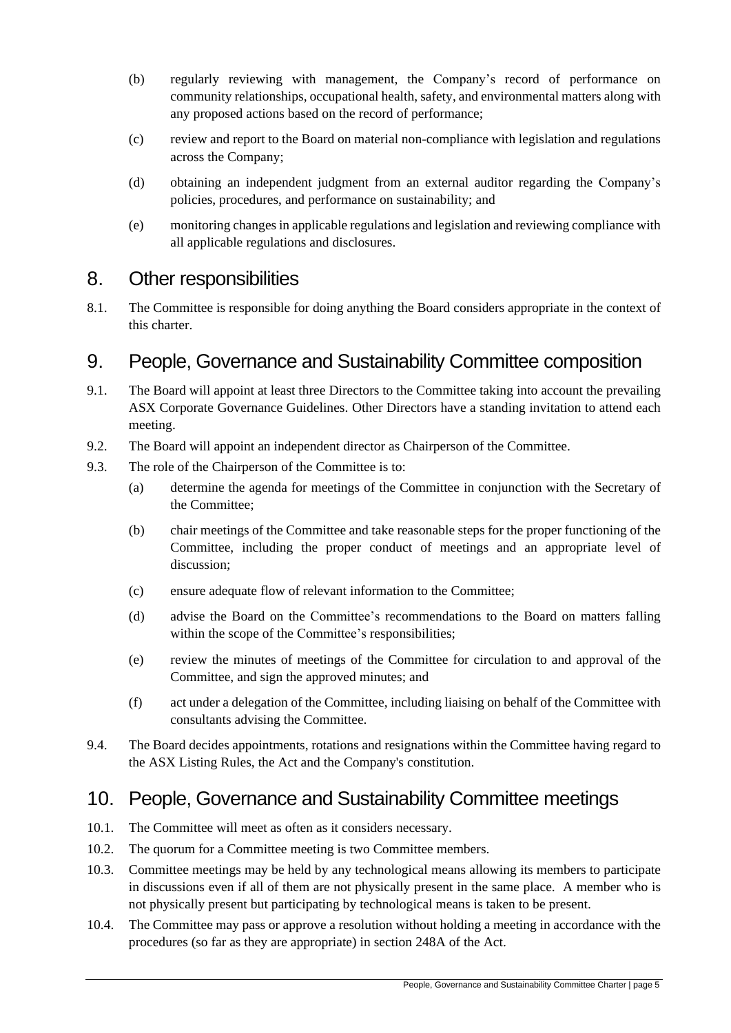(b) regularly reviewing with management, the Company's record of performance on community relationships, occupational health, safety, and environmental matters along with any proposed actions based on the record of performance;

(c) review and report to the Board on material non-compliance with legislation and regulations across the Company;

(d) obtaining an independent judgment from an external auditor regarding the Company's policies, procedures, and performance on sustainability; and

(e) monitoring changes in applicable regulations and legislation and reviewing compliance with all applicable regulations and disclosures.

## 8. Other responsibilities

8.1. The Committee is responsible for doing anything the Board considers appropriate in the context of this charter.

## 9. People, Governance and Sustainability Committee composition

9.1. The Board will appoint at least three Directors to the Committee taking into account the prevailing ASX Corporate Governance Guidelines. Other Directors have a standing invitation to attend each meeting.

9.2. The Board will appoint an independent director as Chairperson of the Committee.

9.3. The role of the Chairperson of the Committee is to:

(a) determine the agenda for meetings of the Committee in conjunction with the Secretary of the Committee;

(b) chair meetings of the Committee and take reasonable steps for the proper functioning of the Committee, including the proper conduct of meetings and an appropriate level of discussion;

(c) ensure adequate flow of relevant information to the Committee;

(d) advise the Board on the Committee's recommendations to the Board on matters falling within the scope of the Committee's responsibilities;

(e) review the minutes of meetings of the Committee for circulation to and approval of the Committee, and sign the approved minutes; and

(f) act under a delegation of the Committee, including liaising on behalf of the Committee with consultants advising the Committee.

9.4. The Board decides appointments, rotations and resignations within the Committee having regard to the ASX Listing Rules, the Act and the Company's constitution.

## 10. People, Governance and Sustainability Committee meetings

10.1. The Committee will meet as often as it considers necessary.

10.2. The quorum for a Committee meeting is two Committee members.

10.3. Committee meetings may be held by any technological means allowing its members to participate in discussions even if all of them are not physically present in the same place. A member who is not physically present but participating by technological means is taken to be present.

10.4. The Committee may pass or approve a resolution without holding a meeting in accordance with the procedures (so far as they are appropriate) in section 248A of the Act.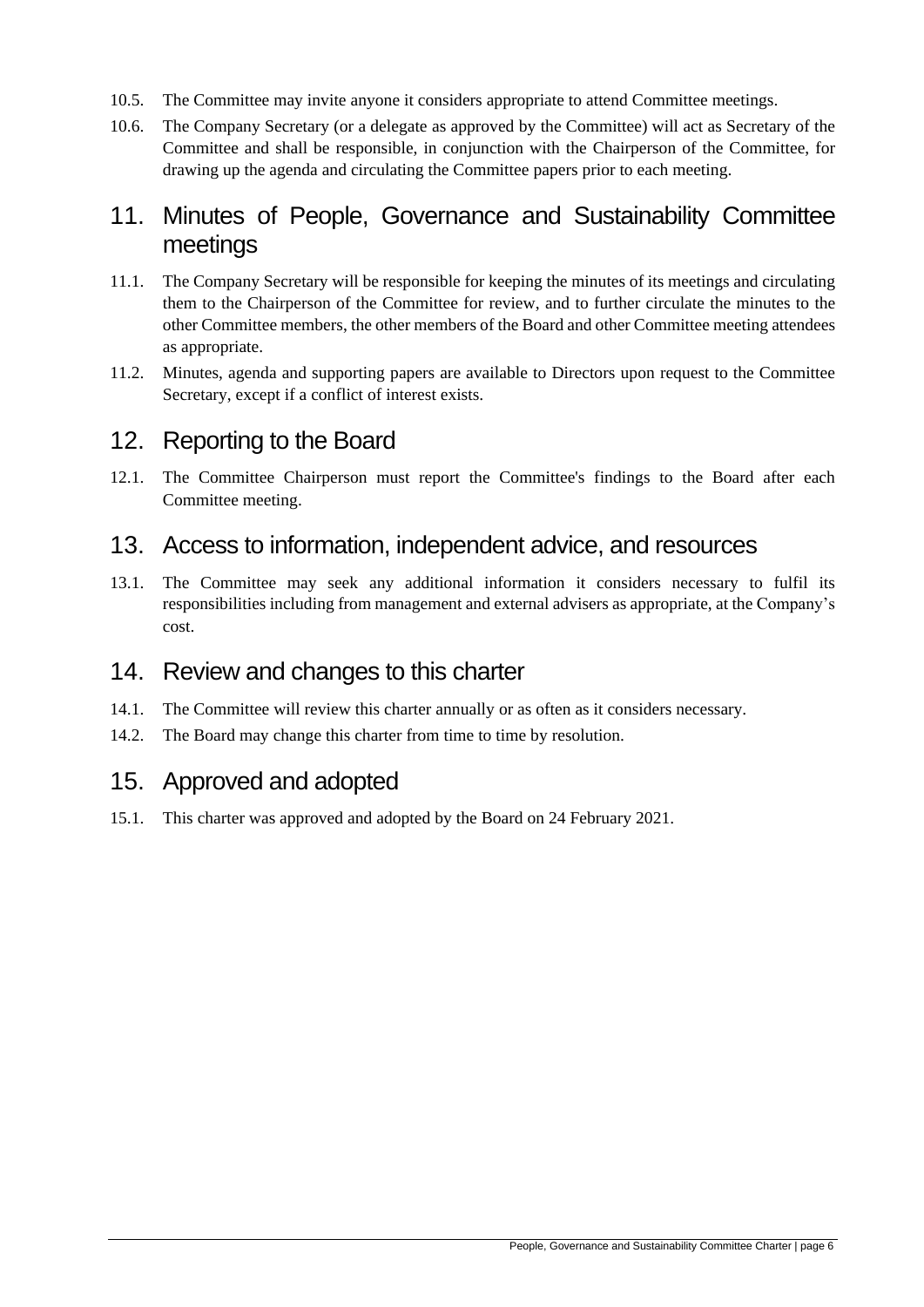10.5. The Committee may invite anyone it considers appropriate to attend Committee meetings.

10.6. The Company Secretary (or a delegate as approved by the Committee) will act as Secretary of the Committee and shall be responsible, in conjunction with the Chairperson of the Committee, for drawing up the agenda and circulating the Committee papers prior to each meeting.

## 11. Minutes of People, Governance and Sustainability Committee meetings

11.1. The Company Secretary will be responsible for keeping the minutes of its meetings and circulating them to the Chairperson of the Committee for review, and to further circulate the minutes to the other Committee members, the other members of the Board and other Committee meeting attendees as appropriate.

11.2. Minutes, agenda and supporting papers are available to Directors upon request to the Committee Secretary, except if a conflict of interest exists.

## 12. Reporting to the Board

12.1. The Committee Chairperson must report the Committee's findings to the Board after each Committee meeting.

## 13. Access to information, independent advice, and resources

13.1. The Committee may seek any additional information it considers necessary to fulfil its responsibilities including from management and external advisers as appropriate, at the Company's cost.

## 14. Review and changes to this charter

14.1. The Committee will review this charter annually or as often as it considers necessary.

14.2. The Board may change this charter from time to time by resolution.

## 15. Approved and adopted

15.1. This charter was approved and adopted by the Board on 24 February 2021.